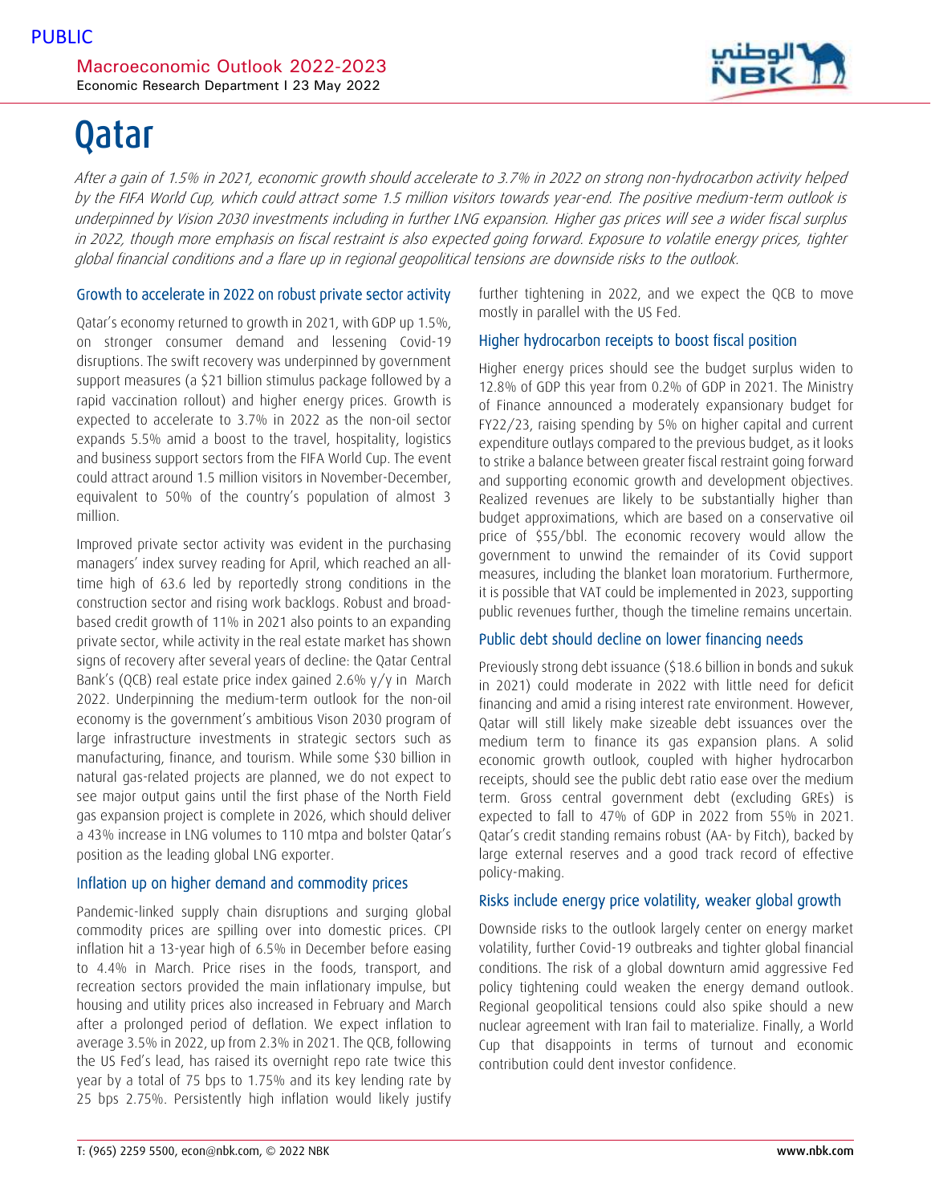PUBLIC

Macroeconomic Outlook 2022-2023
Economic Research Department I 23 May 2022

# Qatar

*After a gain of 1.5% in 2021, economic growth should accelerate to 3.7% in 2022 on strong non-hydrocarbon activity helped by the FIFA World Cup, which could attract some 1.5 million visitors towards year-end. The positive medium-term outlook is underpinned by Vision 2030 investments including in further LNG expansion. Higher gas prices will see a wider fiscal surplus in 2022, though more emphasis on fiscal restraint is also expected going forward. Exposure to volatile energy prices, tighter global financial conditions and a flare up in regional geopolitical tensions are downside risks to the outlook.*

## Growth to accelerate in 2022 on robust private sector activity

Qatar's economy returned to growth in 2021, with GDP up 1.5%, on stronger consumer demand and lessening Covid-19 disruptions. The swift recovery was underpinned by government support measures (a $21 billion stimulus package followed by a rapid vaccination rollout) and higher energy prices. Growth is expected to accelerate to 3.7% in 2022 as the non-oil sector expands 5.5% amid a boost to the travel, hospitality, logistics and business support sectors from the FIFA World Cup. The event could attract around 1.5 million visitors in November-December, equivalent to 50% of the country's population of almost 3 million.

Improved private sector activity was evident in the purchasing managers' index survey reading for April, which reached an all-time high of 63.6 led by reportedly strong conditions in the construction sector and rising work backlogs. Robust and broad-based credit growth of 11% in 2021 also points to an expanding private sector, while activity in the real estate market has shown signs of recovery after several years of decline: the Qatar Central Bank's (QCB) real estate price index gained 2.6% y/y in March 2022. Underpinning the medium-term outlook for the non-oil economy is the government's ambitious Vison 2030 program of large infrastructure investments in strategic sectors such as manufacturing, finance, and tourism. While some $30 billion in natural gas-related projects are planned, we do not expect to see major output gains until the first phase of the North Field gas expansion project is complete in 2026, which should deliver a 43% increase in LNG volumes to 110 mtpa and bolster Qatar's position as the leading global LNG exporter.

## Inflation up on higher demand and commodity prices

Pandemic-linked supply chain disruptions and surging global commodity prices are spilling over into domestic prices. CPI inflation hit a 13-year high of 6.5% in December before easing to 4.4% in March. Price rises in the foods, transport, and recreation sectors provided the main inflationary impulse, but housing and utility prices also increased in February and March after a prolonged period of deflation. We expect inflation to average 3.5% in 2022, up from 2.3% in 2021. The QCB, following the US Fed's lead, has raised its overnight repo rate twice this year by a total of 75 bps to 1.75% and its key lending rate by 25 bps 2.75%. Persistently high inflation would likely justify further tightening in 2022, and we expect the QCB to move mostly in parallel with the US Fed.

## Higher hydrocarbon receipts to boost fiscal position

Higher energy prices should see the budget surplus widen to 12.8% of GDP this year from 0.2% of GDP in 2021. The Ministry of Finance announced a moderately expansionary budget for FY22/23, raising spending by 5% on higher capital and current expenditure outlays compared to the previous budget, as it looks to strike a balance between greater fiscal restraint going forward and supporting economic growth and development objectives. Realized revenues are likely to be substantially higher than budget approximations, which are based on a conservative oil price of $55/bbl. The economic recovery would allow the government to unwind the remainder of its Covid support measures, including the blanket loan moratorium. Furthermore, it is possible that VAT could be implemented in 2023, supporting public revenues further, though the timeline remains uncertain.

## Public debt should decline on lower financing needs

Previously strong debt issuance ($18.6 billion in bonds and sukuk in 2021) could moderate in 2022 with little need for deficit financing and amid a rising interest rate environment. However, Qatar will still likely make sizeable debt issuances over the medium term to finance its gas expansion plans. A solid economic growth outlook, coupled with higher hydrocarbon receipts, should see the public debt ratio ease over the medium term. Gross central government debt (excluding GREs) is expected to fall to 47% of GDP in 2022 from 55% in 2021. Qatar's credit standing remains robust (AA- by Fitch), backed by large external reserves and a good track record of effective policy-making.

## Risks include energy price volatility, weaker global growth

Downside risks to the outlook largely center on energy market volatility, further Covid-19 outbreaks and tighter global financial conditions. The risk of a global downturn amid aggressive Fed policy tightening could weaken the energy demand outlook. Regional geopolitical tensions could also spike should a new nuclear agreement with Iran fail to materialize. Finally, a World Cup that disappoints in terms of turnout and economic contribution could dent investor confidence.

T: (965) 2259 5500, econ@nbk.com, © 2022 NBK www.nbk.com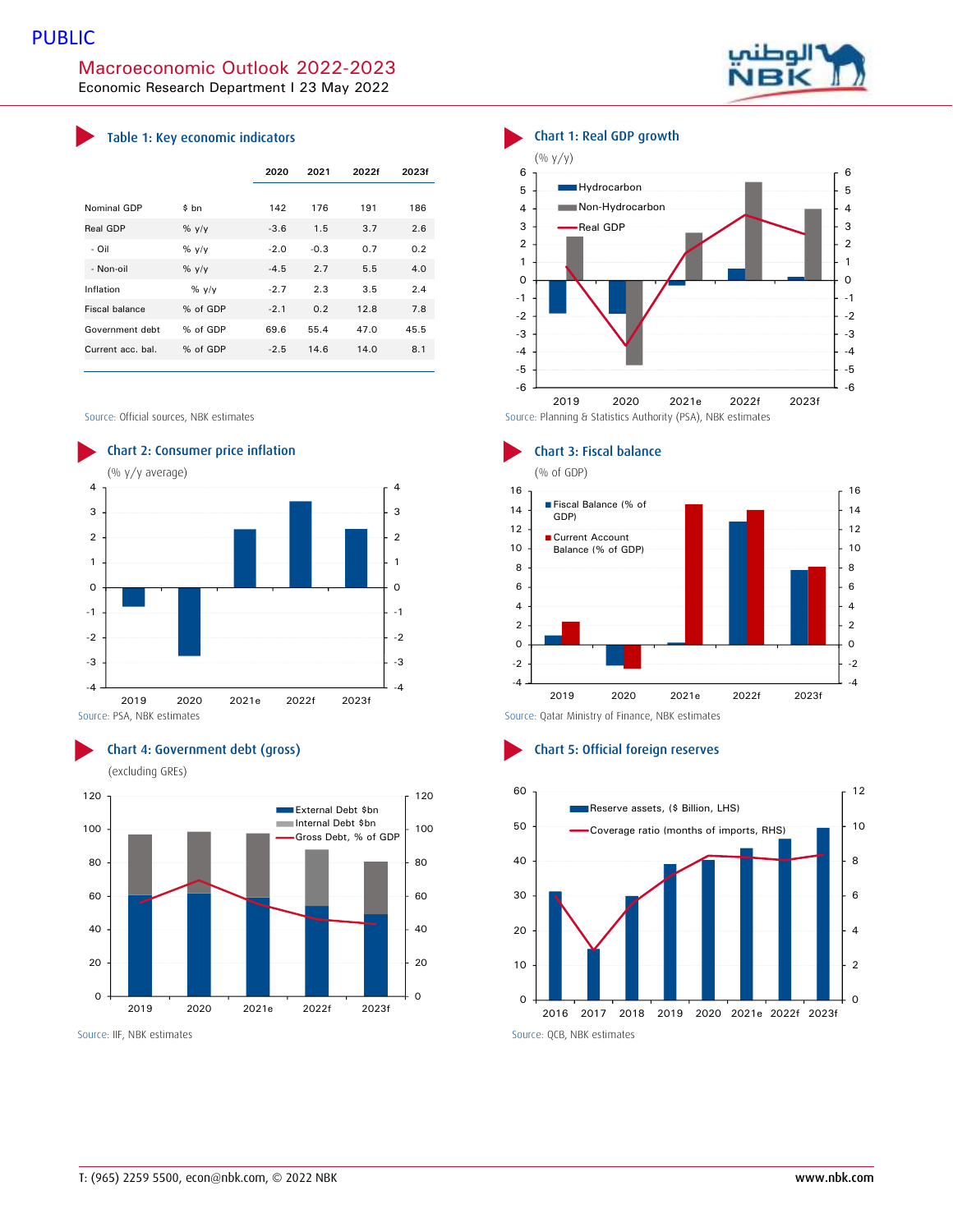PUBLIC

# Macroeconomic Outlook 2022-2023

Economic Research Department I 23 May 2022

### Table 1: Key economic indicators

| | | 2020 | 2021 | 2022f | 2023f |
|---|---|---|---|---|---|
| Nominal GDP | $ bn | 142 | 176 | 191 | 186 |
| Real GDP | % y/y | -3.6 | 1.5 | 3.7 | 2.6 |
| - Oil | % y/y | -2.0 | -0.3 | 0.7 | 0.2 |
| - Non-oil | % y/y | -4.5 | 2.7 | 5.5 | 4.0 |
| Inflation | % y/y | -2.7 | 2.3 | 3.5 | 2.4 |
| Fiscal balance | % of GDP | -2.1 | 0.2 | 12.8 | 7.8 |
| Government debt | % of GDP | 69.6 | 55.4 | 47.0 | 45.5 |
| Current acc. bal. | % of GDP | -2.5 | 14.6 | 14.0 | 8.1 |

Source: Official sources, NBK estimates

### Chart 1: Real GDP growth

(% y/y)

Hydrocarbon
Non-Hydrocarbon
Real GDP

6, 5, 4, 3, 2, 1, 0, -1, -2, -3, -4, -5, -6

2019, 2020, 2021e, 2022f, 2023f

Source: Planning & Statistics Authority (PSA), NBK estimates

### Chart 2: Consumer price inflation

(% y/y average)

4, 3, 2, 1, 0, -1, -2, -3, -4

2019, 2020, 2021e, 2022f, 2023f

Source: PSA, NBK estimates

### Chart 3: Fiscal balance

(% of GDP)

Fiscal Balance (% of GDP)
Current Account Balance (% of GDP)

16, 14, 12, 10, 8, 6, 4, 2, 0, -2, -4

2019, 2020, 2021e, 2022f, 2023f

Source: Qatar Ministry of Finance, NBK estimates

### Chart 4: Government debt (gross)

(excluding GREs)

External Debt $bn
Internal Debt $bn
Gross Debt, % of GDP

120, 100, 80, 60, 40, 20, 0

2019, 2020, 2021e, 2022f, 2023f

Source: IIF, NBK estimates

### Chart 5: Official foreign reserves

Reserve assets, ($ Billion, LHS)
Coverage ratio (months of imports, RHS)

60, 50, 40, 30, 20, 10, 0

12, 10, 8, 6, 4, 2, 0

2016, 2017, 2018, 2019, 2020, 2021e, 2022f, 2023f

Source: QCB, NBK estimates

T: (965) 2259 5500, econ@nbk.com, © 2022 NBK    www.nbk.com